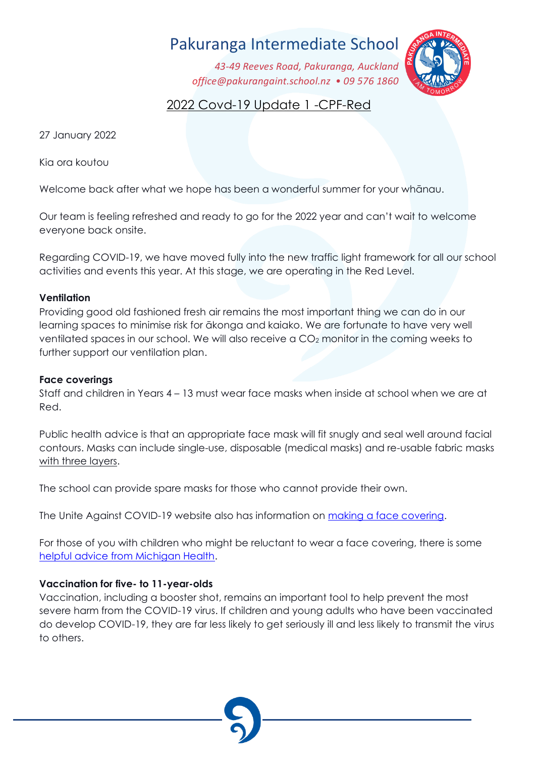# Pakuranga Intermediate School

*43-49 Reeves Road, Pakuranga, Auckland*
*office@pakurangaint.school.nz • 09 576 1860*

## 2022 Covd-19 Update 1 -CPF-Red

27 January 2022

Kia ora koutou

Welcome back after what we hope has been a wonderful summer for your whānau.

Our team is feeling refreshed and ready to go for the 2022 year and can't wait to welcome everyone back onsite.

Regarding COVID-19, we have moved fully into the new traffic light framework for all our school activities and events this year. At this stage, we are operating in the Red Level.

**Ventilation**
Providing good old fashioned fresh air remains the most important thing we can do in our learning spaces to minimise risk for ākonga and kaiako. We are fortunate to have very well ventilated spaces in our school. We will also receive a $CO_2$ monitor in the coming weeks to further support our ventilation plan.

**Face coverings**
Staff and children in Years 4 – 13 must wear face masks when inside at school when we are at Red.

Public health advice is that an appropriate face mask will fit snugly and seal well around facial contours. Masks can include single-use, disposable (medical masks) and re-usable fabric masks with three layers.

The school can provide spare masks for those who cannot provide their own.

The Unite Against COVID-19 website also has information on making a face covering.

For those of you with children who might be reluctant to wear a face covering, there is some helpful advice from Michigan Health.

**Vaccination for five- to 11-year-olds**
Vaccination, including a booster shot, remains an important tool to help prevent the most severe harm from the COVID-19 virus. If children and young adults who have been vaccinated do develop COVID-19, they are far less likely to get seriously ill and less likely to transmit the virus to others.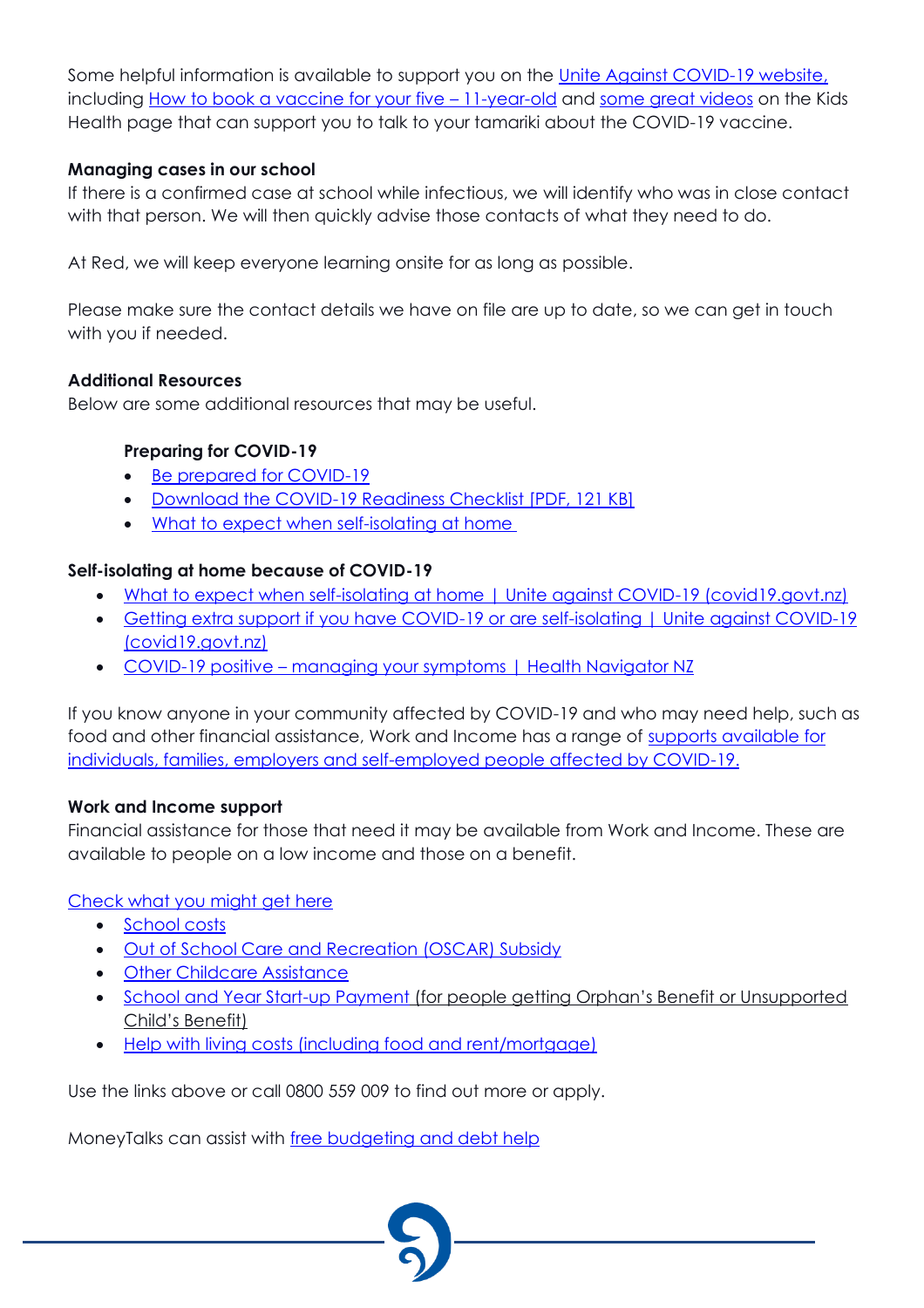Some helpful information is available to support you on the Unite Against COVID-19 website, including How to book a vaccine for your five – 11-year-old and some great videos on the Kids Health page that can support you to talk to your tamariki about the COVID-19 vaccine.

**Managing cases in our school**

If there is a confirmed case at school while infectious, we will identify who was in close contact with that person. We will then quickly advise those contacts of what they need to do.

At Red, we will keep everyone learning onsite for as long as possible.

Please make sure the contact details we have on file are up to date, so we can get in touch with you if needed.

**Additional Resources**

Below are some additional resources that may be useful.

**Preparing for COVID-19**

- Be prepared for COVID-19
- Download the COVID-19 Readiness Checklist [PDF, 121 KB]
- What to expect when self-isolating at home

**Self-isolating at home because of COVID-19**

- What to expect when self-isolating at home | Unite against COVID-19 (covid19.govt.nz)
- Getting extra support if you have COVID-19 or are self-isolating | Unite against COVID-19 (covid19.govt.nz)
- COVID-19 positive – managing your symptoms | Health Navigator NZ

If you know anyone in your community affected by COVID-19 and who may need help, such as food and other financial assistance, Work and Income has a range of supports available for individuals, families, employers and self-employed people affected by COVID-19.

**Work and Income support**

Financial assistance for those that need it may be available from Work and Income. These are available to people on a low income and those on a benefit.

Check what you might get here

- School costs
- Out of School Care and Recreation (OSCAR) Subsidy
- Other Childcare Assistance
- School and Year Start-up Payment (for people getting Orphan's Benefit or Unsupported Child's Benefit)
- Help with living costs (including food and rent/mortgage)

Use the links above or call 0800 559 009 to find out more or apply.

MoneyTalks can assist with free budgeting and debt help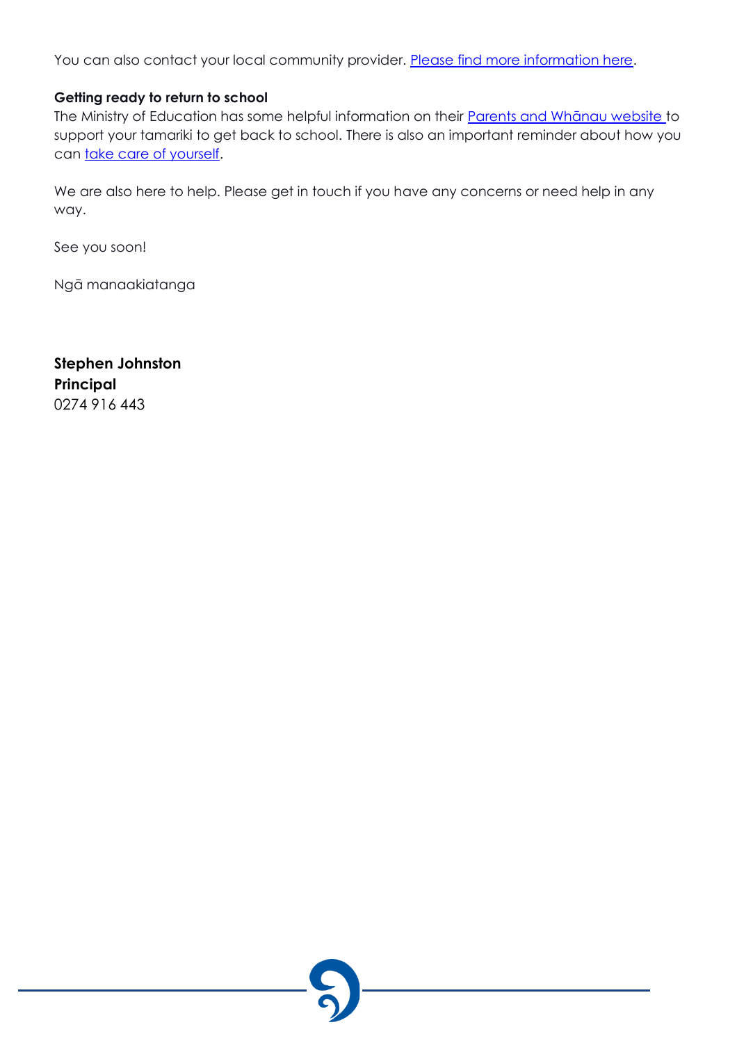You can also contact your local community provider. Please find more information here.

**Getting ready to return to school**

The Ministry of Education has some helpful information on their Parents and Whānau website to support your tamariki to get back to school. There is also an important reminder about how you can take care of yourself.

We are also here to help. Please get in touch if you have any concerns or need help in any way.

See you soon!

Ngā manaakiatanga

**Stephen Johnston**
**Principal**
0274 916 443